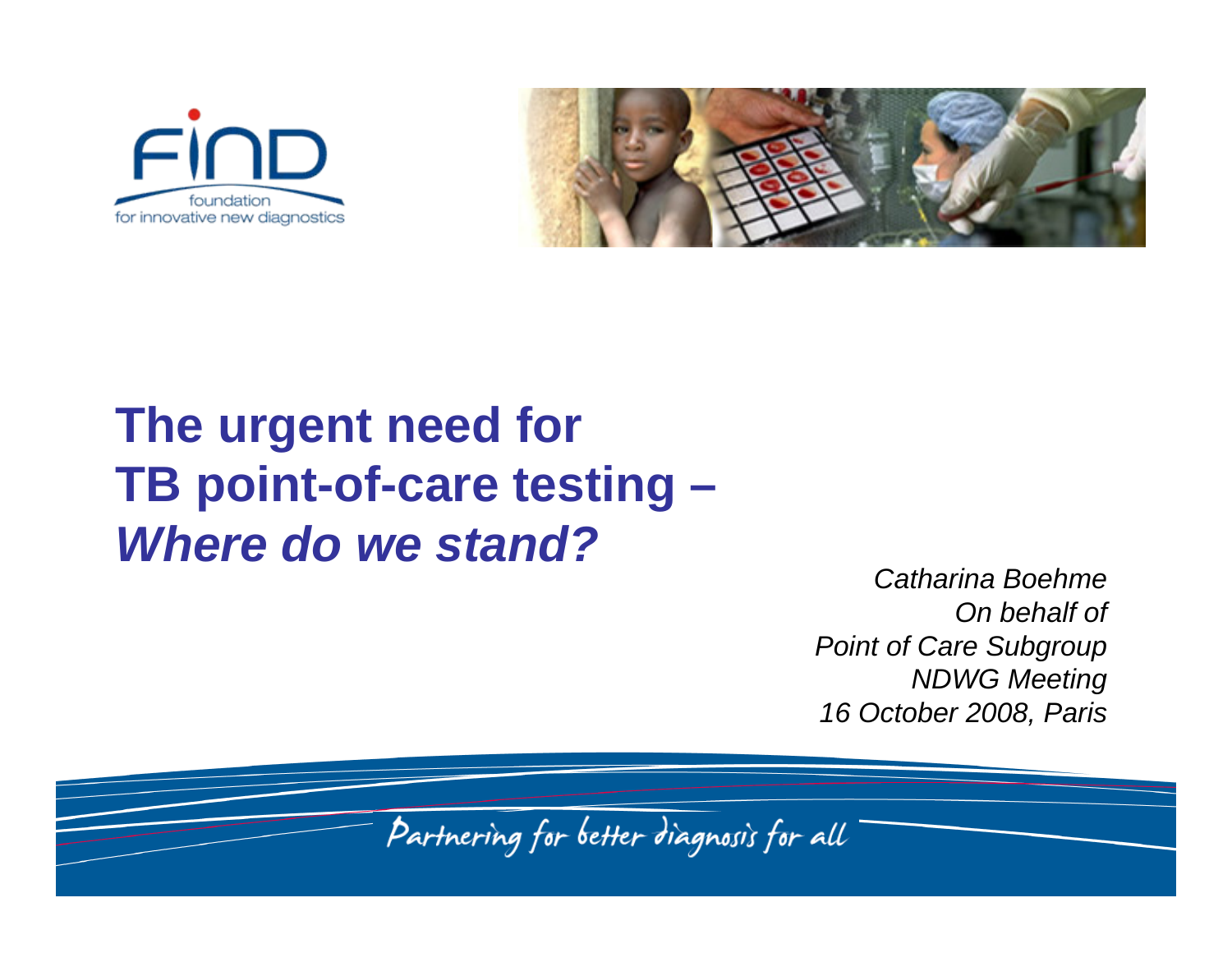# The urgent need for TB point-of-care testing – *Where do we stand?*

*Catharina Boehme*
*On behalf of*
*Point of Care Subgroup*
*NDWG Meeting*
*16 October 2008, Paris*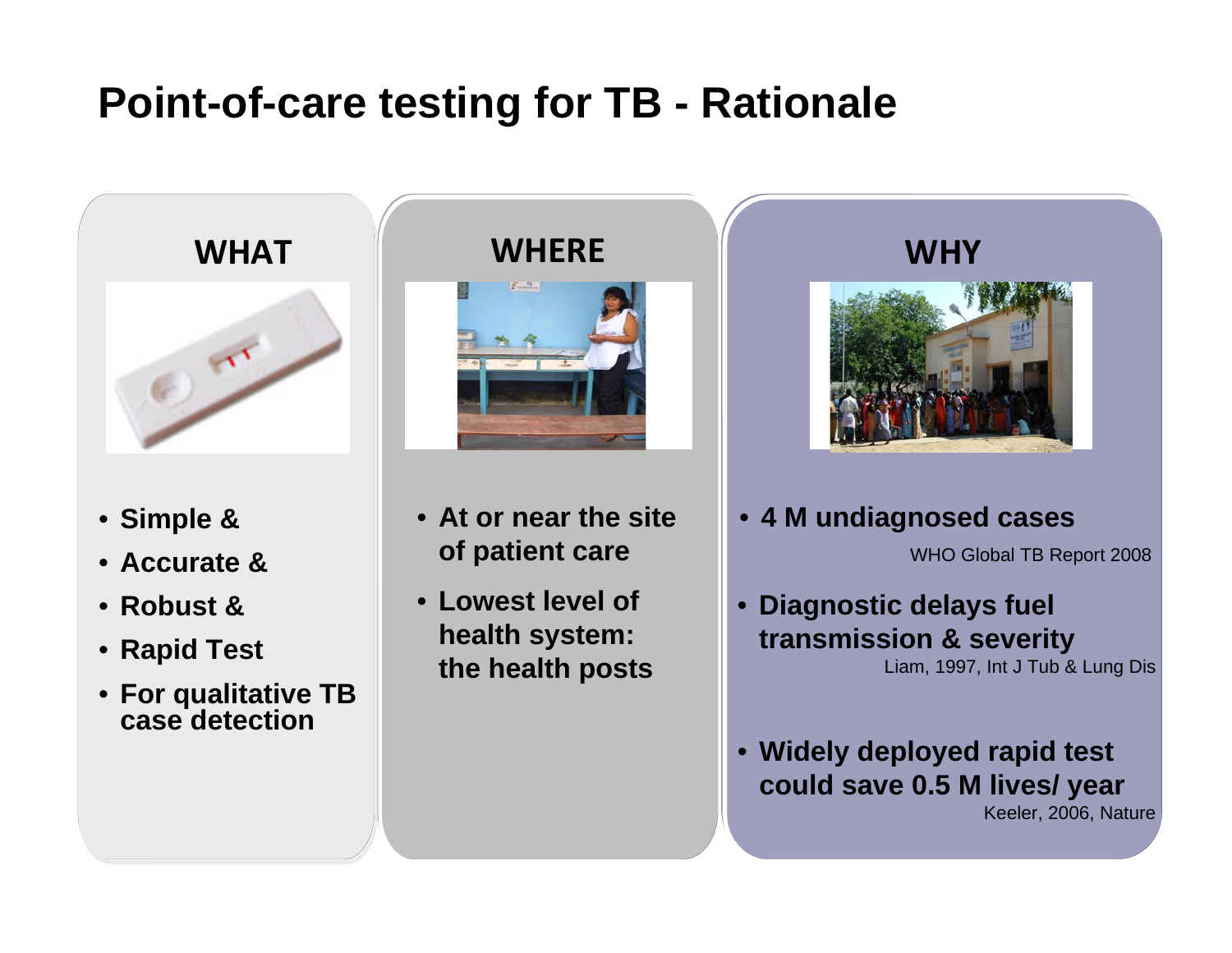# Point-of-care testing for TB - Rationale

## WHAT

- **Simple &**
- **Accurate &**
- **Robust &**
- **Rapid Test**
- **For qualitative TB case detection**

## WHERE

- **At or near the site of patient care**
- **Lowest level of health system: the health posts**

## WHY

- **4 M undiagnosed cases**
  WHO Global TB Report 2008
- **Diagnostic delays fuel transmission & severity**
  Liam, 1997, Int J Tub & Lung Dis
- **Widely deployed rapid test could save 0.5 M lives/ year**
  Keeler, 2006, Nature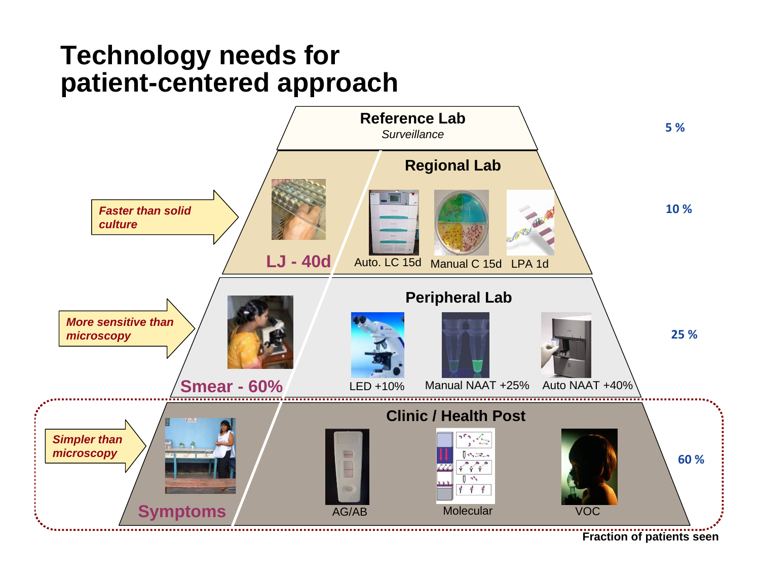# Technology needs for patient-centered approach

**Reference Lab**
*Surveillance*
5 %

*Faster than solid culture*

**Regional Lab**
10 %

LJ - 40d | Auto. LC 15d | Manual C 15d | LPA 1d

*More sensitive than microscopy*

**Peripheral Lab**
25 %

Smear - 60% | LED +10% | Manual NAAT +25% | Auto NAAT +40%

*Simpler than microscopy*

**Clinic / Health Post**
60 %

Symptoms | AG/AB | Molecular | VOC

**Fraction of patients seen**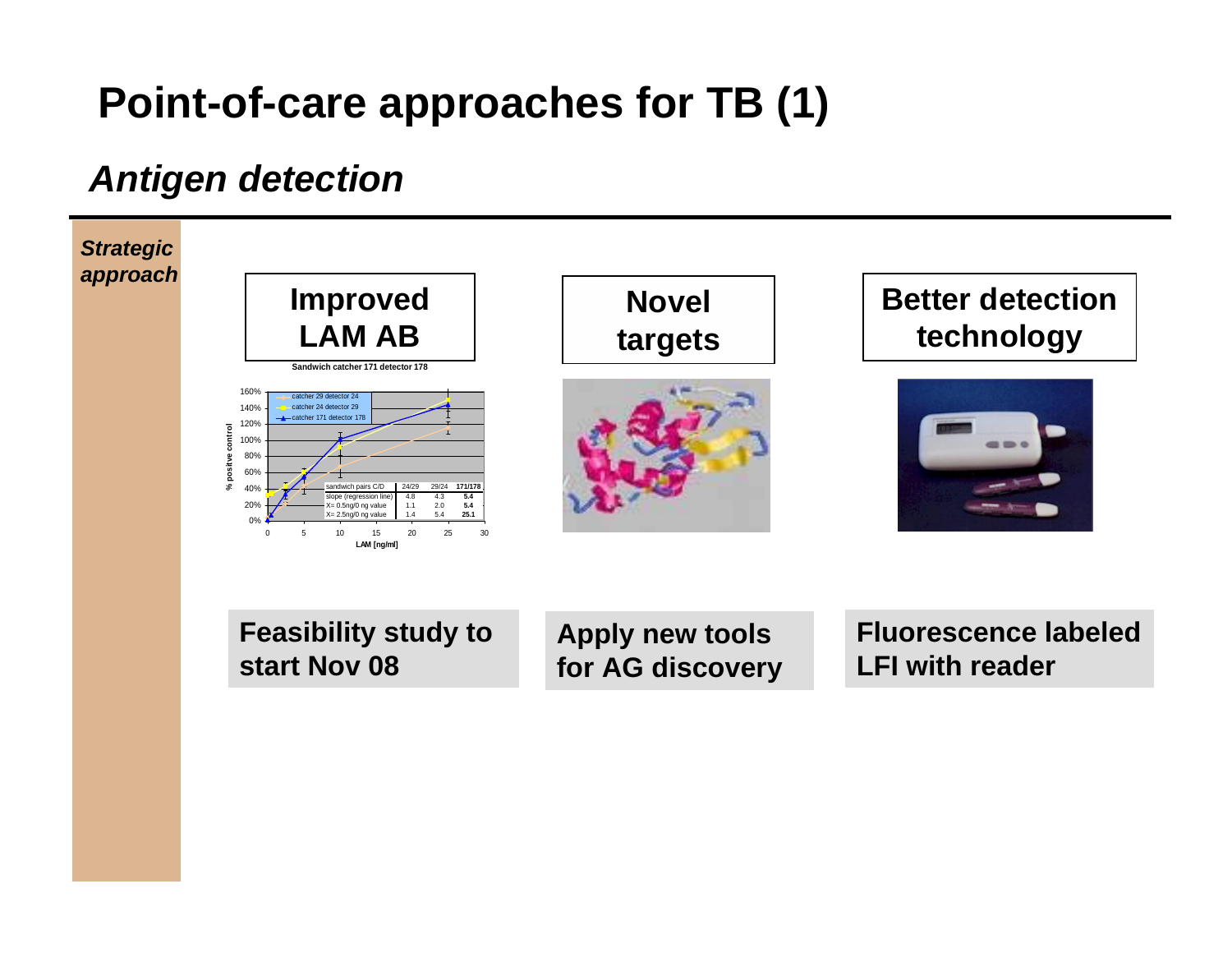# Point-of-care approaches for TB (1)

## *Antigen detection*

***Strategic approach***

| Improved LAM AB | Novel targets | Better detection technology |
|---|---|---|
| Feasibility study to start Nov 08 | Apply new tools for AG discovery | Fluorescence labeled LFI with reader |

**Sandwich catcher 171 detector 178**

| sandwich pairs C/D | 24/29 | 29/24 | 171/178 |
|---|---|---|---|
| slope (regression line) | 4.8 | 4.3 | 5.4 |
| X= 0.5ng/0 ng value | 1.1 | 2.0 | 5.4 |
| X= 2.5ng/0 ng value | 1.4 | 5.4 | 25.1 |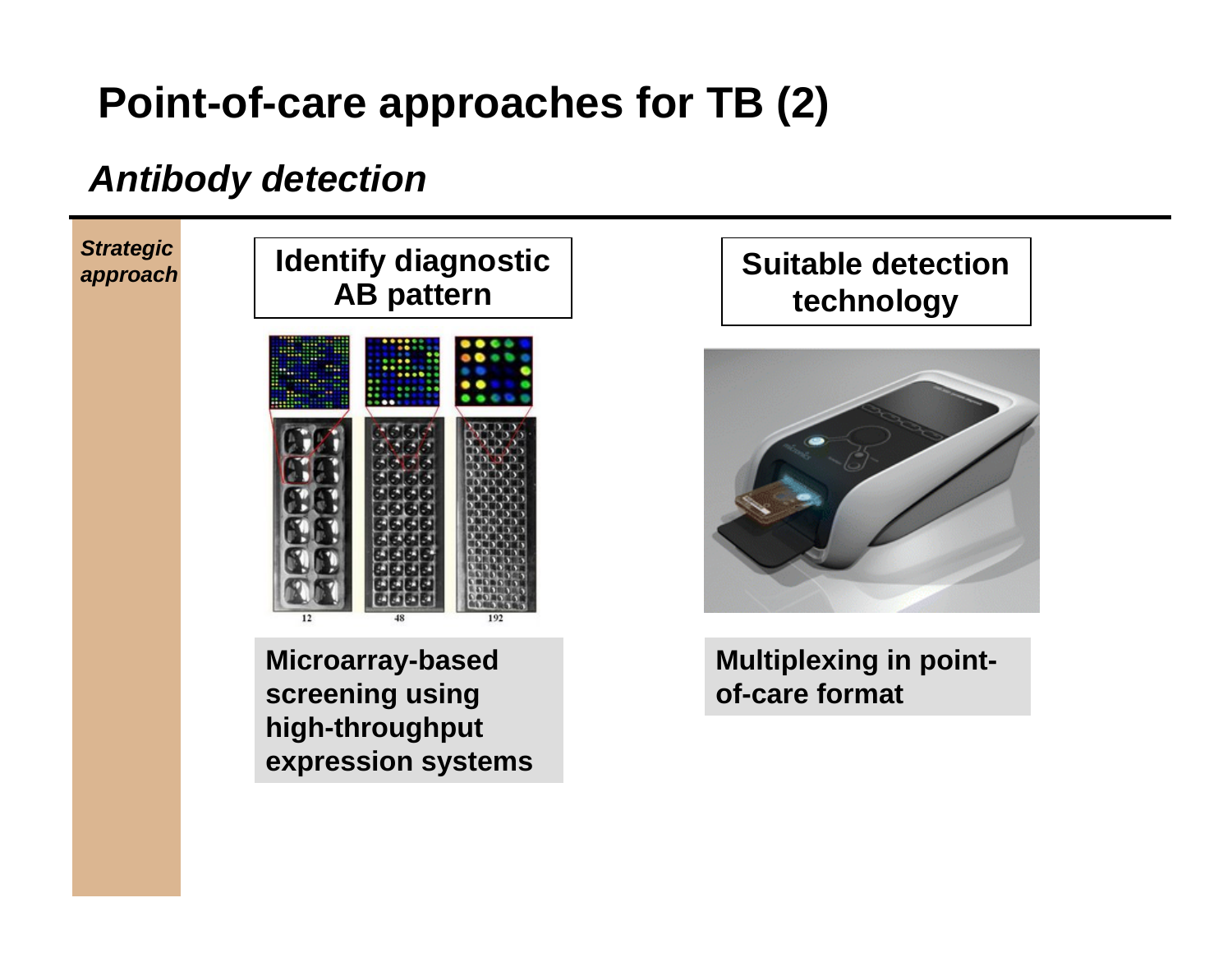# Point-of-care approaches for TB (2)

## *Antibody detection*

***Strategic approach***

**Identify diagnostic AB pattern**

**Microarray-based screening using high-throughput expression systems**

**Suitable detection technology**

**Multiplexing in point-of-care format**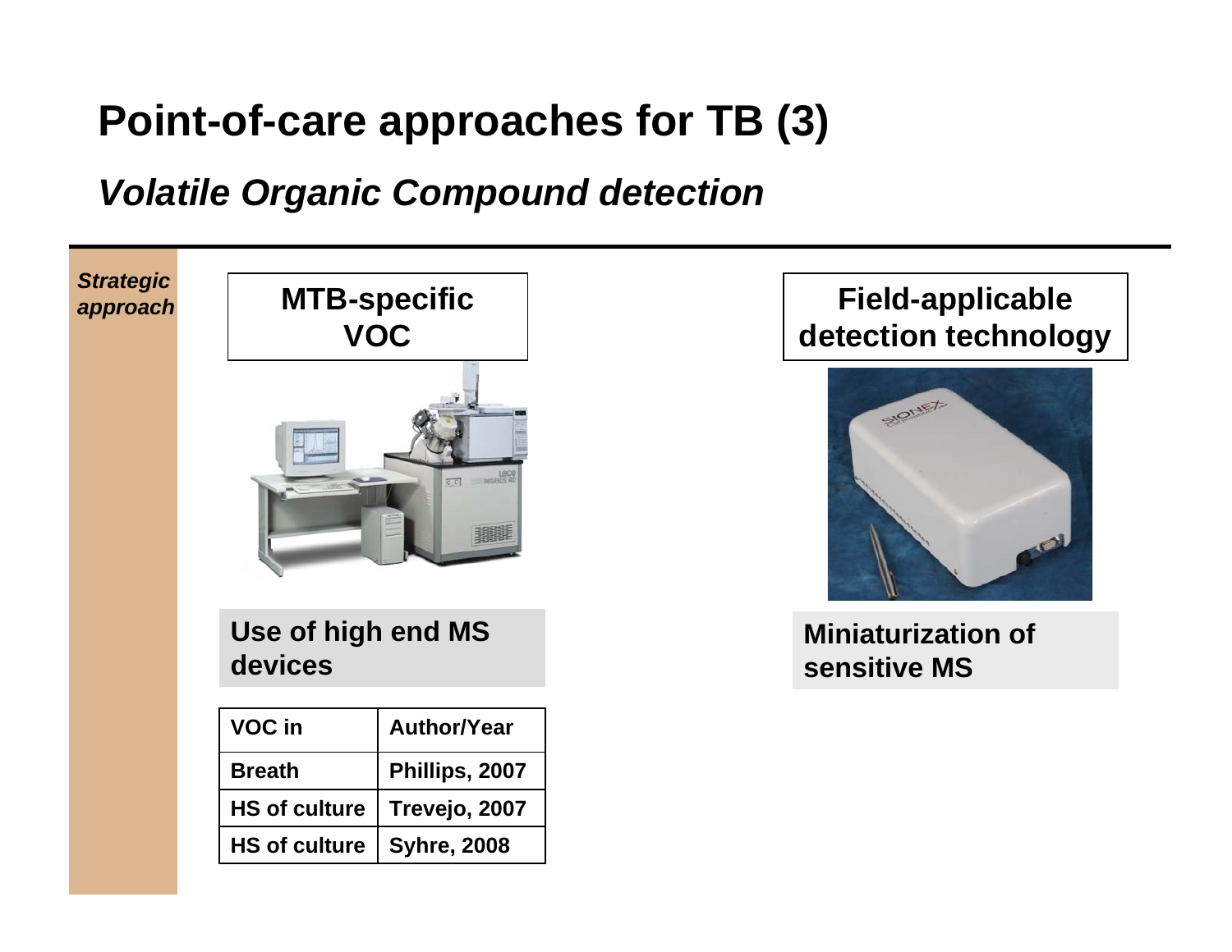# Point-of-care approaches for TB (3)

## *Volatile Organic Compound detection*

*Strategic approach*

**MTB-specific VOC**

**Use of high end MS devices**

| VOC in | Author/Year |
|---|---|
| Breath | Phillips, 2007 |
| HS of culture | Trevejo, 2007 |
| HS of culture | Syhre, 2008 |

**Field-applicable detection technology**

**Miniaturization of sensitive MS**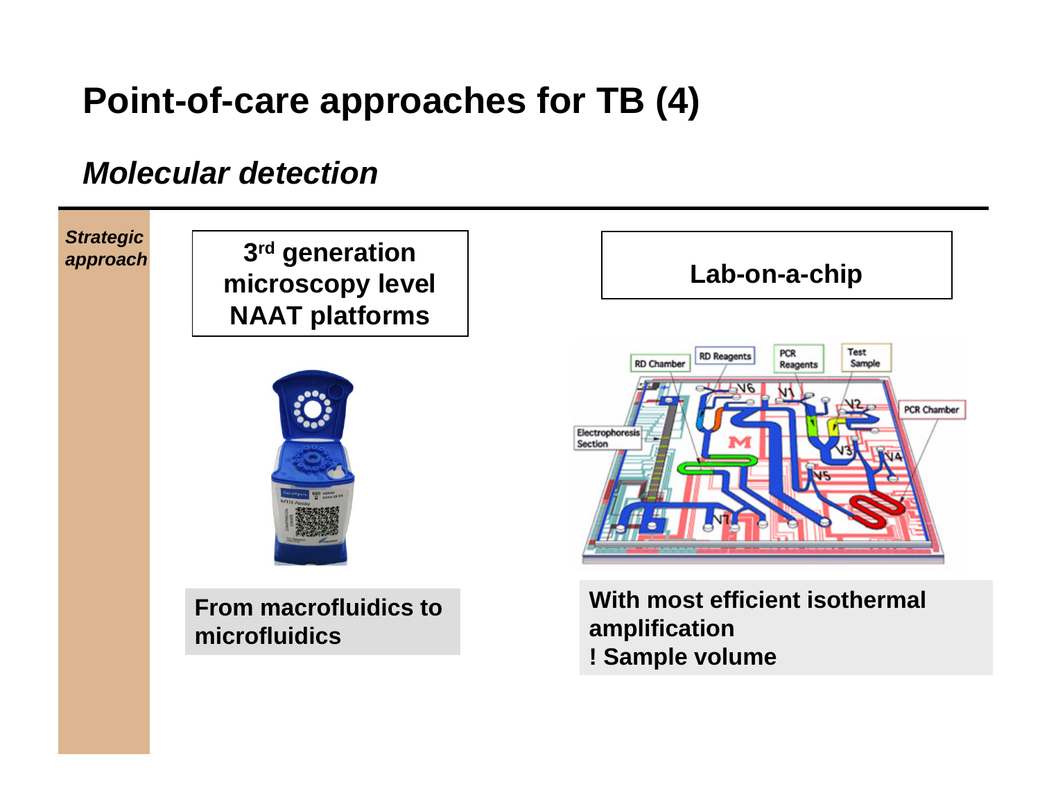# Point-of-care approaches for TB (4)

## *Molecular detection*

***Strategic approach***

**3rd generation microscopy level NAAT platforms**

**From macrofluidics to microfluidics**

**Lab-on-a-chip**

**With most efficient isothermal amplification**
**! Sample volume**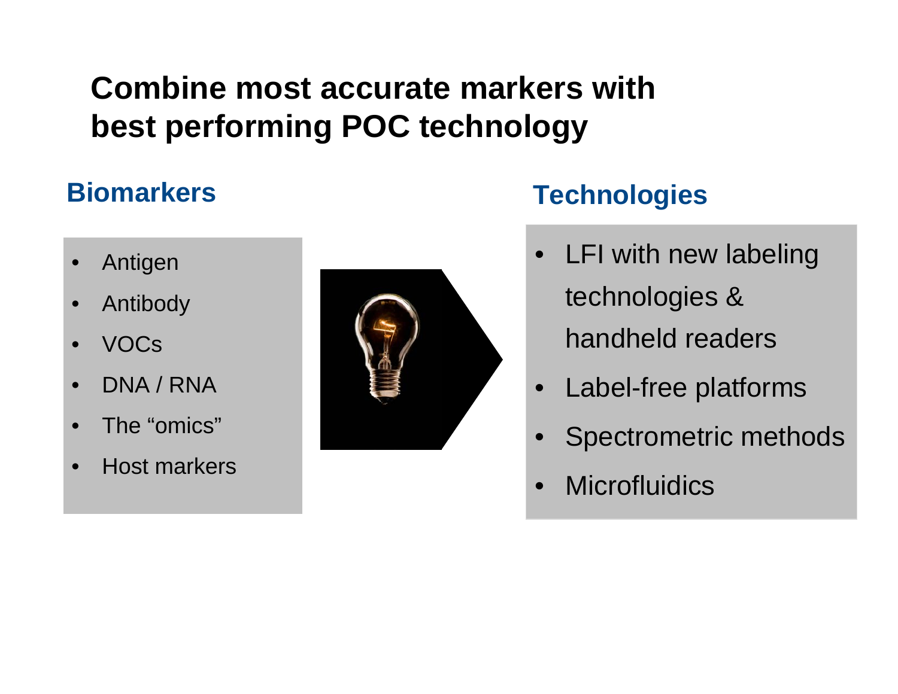# Combine most accurate markers with best performing POC technology

## Biomarkers

- Antigen
- Antibody
- VOCs
- DNA / RNA
- The “omics”
- Host markers

## Technologies

- LFI with new labeling technologies & handheld readers
- Label-free platforms
- Spectrometric methods
- Microfluidics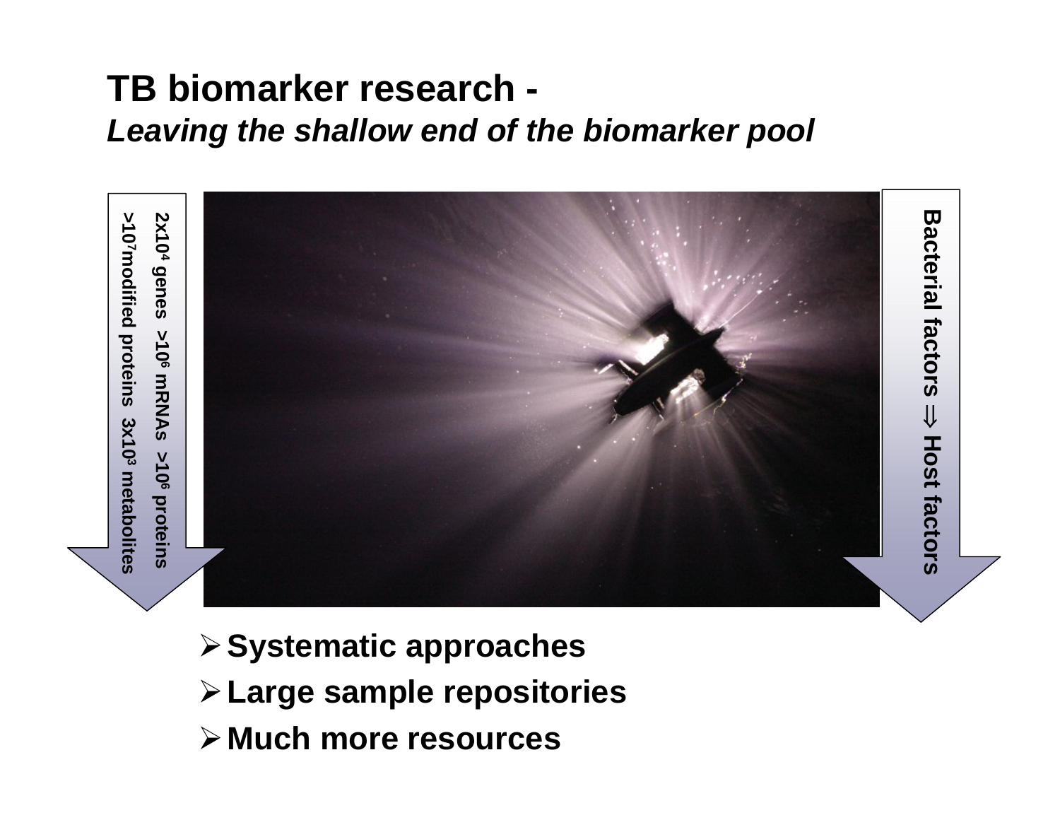# TB biomarker research -

***Leaving the shallow end of the biomarker pool***

$2 \times 10^4$ genes $>10^6$ mRNAs $>10^6$ proteins $>10^7$ modified proteins $3 \times 10^3$ metabolites

Bacterial factors ⇒ Host factors

- Systematic approaches
- Large sample repositories
- Much more resources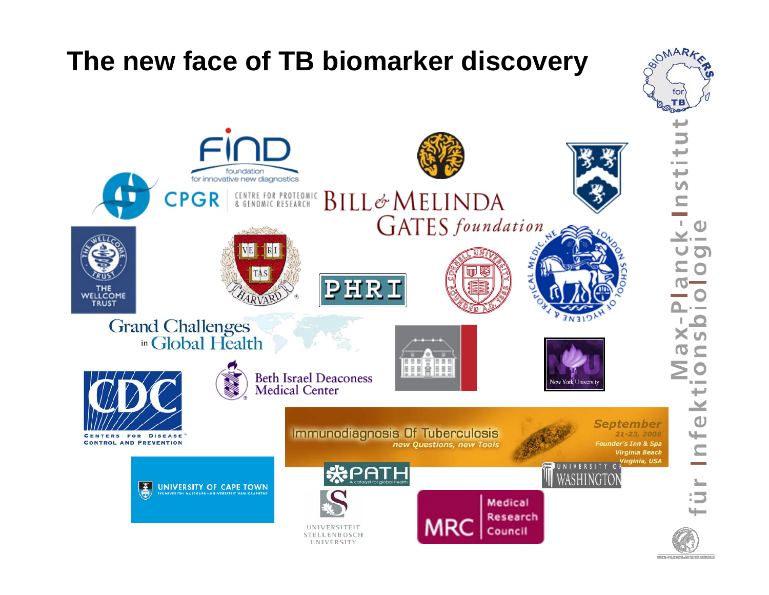# The new face of TB biomarker discovery

FIND foundation for innovative new diagnostics

CPGR CENTRE FOR PROTEOMIC & GENOMIC RESEARCH

BILL & MELINDA GATES foundation

THE WELLCOME TRUST

HARVARD

PHRI

CORNELL UNIVERSITY FOUNDED A.D. 1865

LONDON SCHOOL OF HYGIENE & TROPICAL MEDICINE

Grand Challenges in Global Health

CDC CENTERS FOR DISEASE CONTROL AND PREVENTION

Beth Israel Deaconess Medical Center

New York University

Immunodiagnosis Of Tuberculosis
*new Questions, new Tools*

*September 21-23, 2008*
*Founder's Inn & Spa*
*Virginia Beach*
*Virginia, USA*

UNIVERSITY OF CAPE TOWN

PATH A catalyst for global health

UNIVERSITY OF WASHINGTON

UNIVERSITEIT STELLENBOSCH UNIVERSITY

MRC Medical Research Council

BIOMARKERS for TB

Max-Planck-Institut für Infektionsbiologie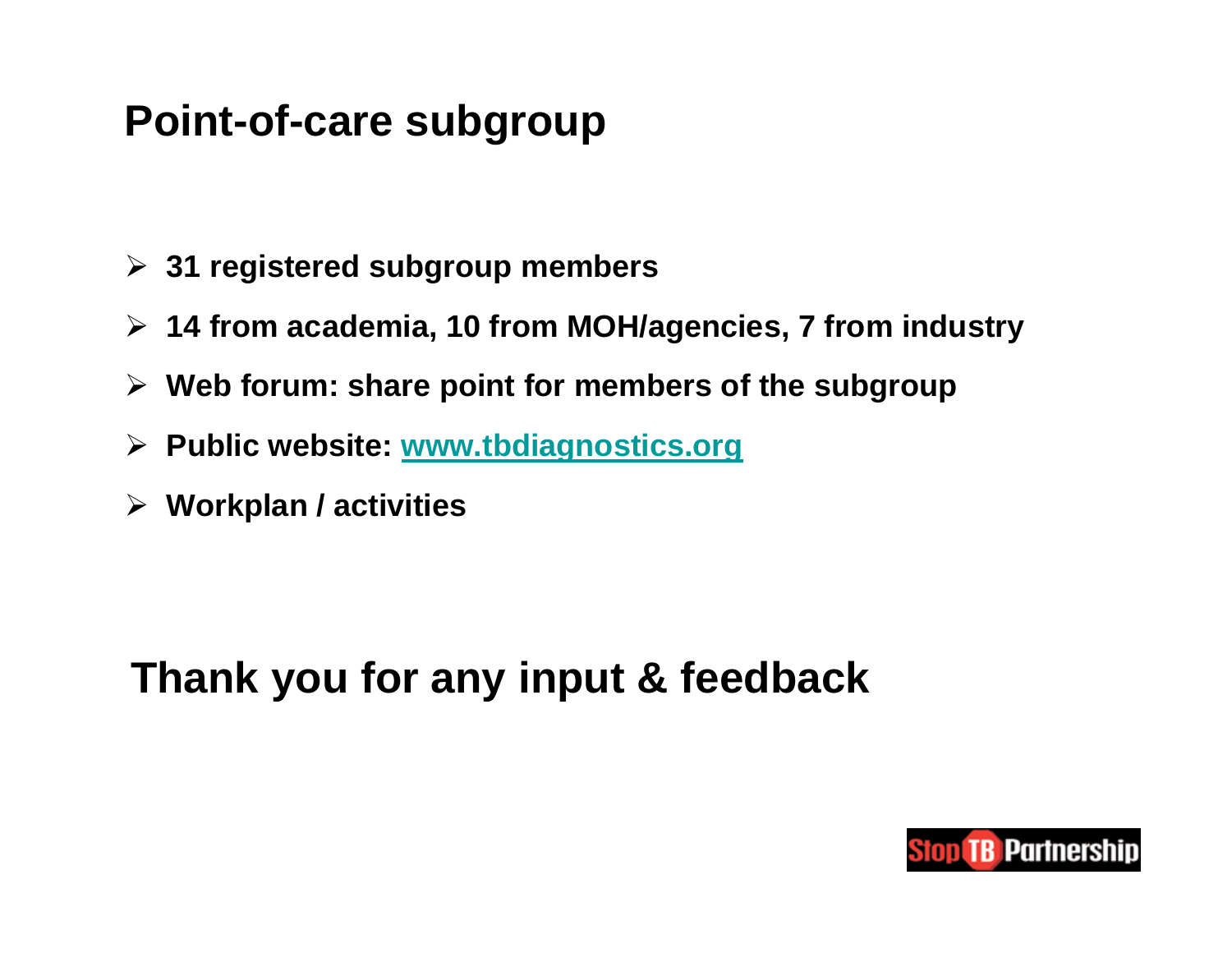# Point-of-care subgroup

- **31 registered subgroup members**
- **14 from academia, 10 from MOH/agencies, 7 from industry**
- **Web forum: share point for members of the subgroup**
- **Public website: www.tbdiagnostics.org**
- **Workplan / activities**

## Thank you for any input & feedback

Stop TB Partnership